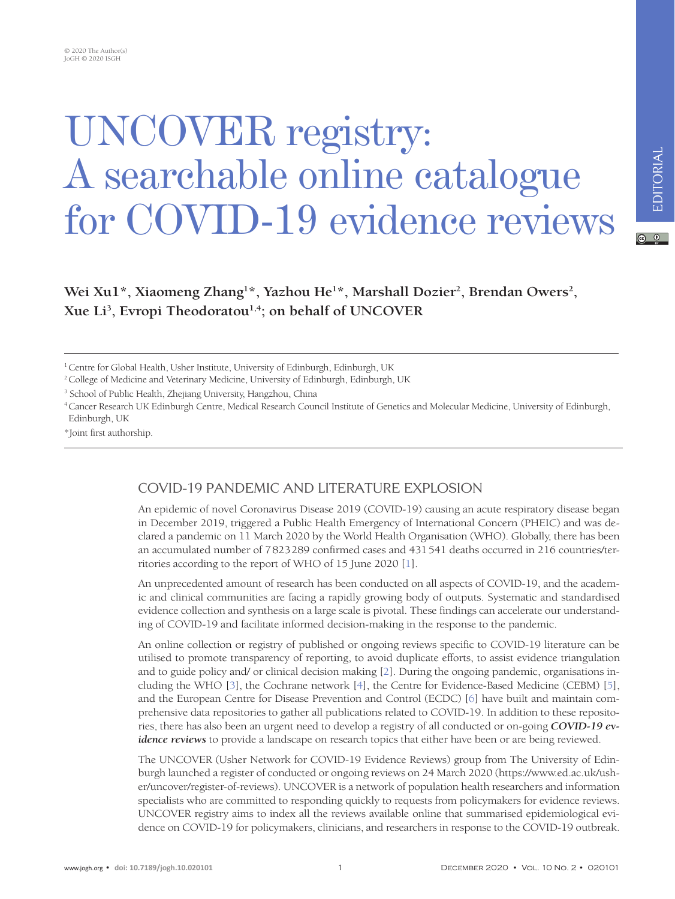# UNCOVER registry: A searchable online catalogue for COVID-19 evidence reviews

**Wei Xu1*, Xiaomeng Zhang[1]*, Yazhou He[1]*, Marshall Dozier[2], Brendan Owers[2], Xue Li[3], Evropi Theodoratou[1,4]; on behalf of UNCOVER**

[1] Centre for Global Health, Usher Institute, University of Edinburgh, Edinburgh, UK

[2] College of Medicine and Veterinary Medicine, University of Edinburgh, Edinburgh, UK

[3] School of Public Health, Zhejiang University, Hangzhou, China

[4] Cancer Research UK Edinburgh Centre, Medical Research Council Institute of Genetics and Molecular Medicine, University of Edinburgh, Edinburgh, UK

*Joint first authorship.

## COVID-19 PANDEMIC AND LITERATURE EXPLOSION

An epidemic of novel Coronavirus Disease 2019 (COVID-19) causing an acute respiratory disease began in December 2019, triggered a Public Health Emergency of International Concern (PHEIC) and was declared a pandemic on 11 March 2020 by the World Health Organisation (WHO). Globally, there has been an accumulated number of 7 823 289 confirmed cases and 431 541 deaths occurred in 216 countries/territories according to the report of WHO of 15 June 2020 [1].

An unprecedented amount of research has been conducted on all aspects of COVID-19, and the academic and clinical communities are facing a rapidly growing body of outputs. Systematic and standardised evidence collection and synthesis on a large scale is pivotal. These findings can accelerate our understanding of COVID-19 and facilitate informed decision-making in the response to the pandemic.

An online collection or registry of published or ongoing reviews specific to COVID-19 literature can be utilised to promote transparency of reporting, to avoid duplicate efforts, to assist evidence triangulation and to guide policy and/ or clinical decision making [2]. During the ongoing pandemic, organisations including the WHO [3], the Cochrane network [4], the Centre for Evidence-Based Medicine (CEBM) [5], and the European Centre for Disease Prevention and Control (ECDC) [6] have built and maintain comprehensive data repositories to gather all publications related to COVID-19. In addition to these repositories, there has also been an urgent need to develop a registry of all conducted or on-going ***COVID-19 evidence reviews*** to provide a landscape on research topics that either have been or are being reviewed.

The UNCOVER (Usher Network for COVID-19 Evidence Reviews) group from The University of Edinburgh launched a register of conducted or ongoing reviews on 24 March 2020 (https://www.ed.ac.uk/usher/uncover/register-of-reviews). UNCOVER is a network of population health researchers and information specialists who are committed to responding quickly to requests from policymakers for evidence reviews. UNCOVER registry aims to index all the reviews available online that summarised epidemiological evidence on COVID-19 for policymakers, clinicians, and researchers in response to the COVID-19 outbreak.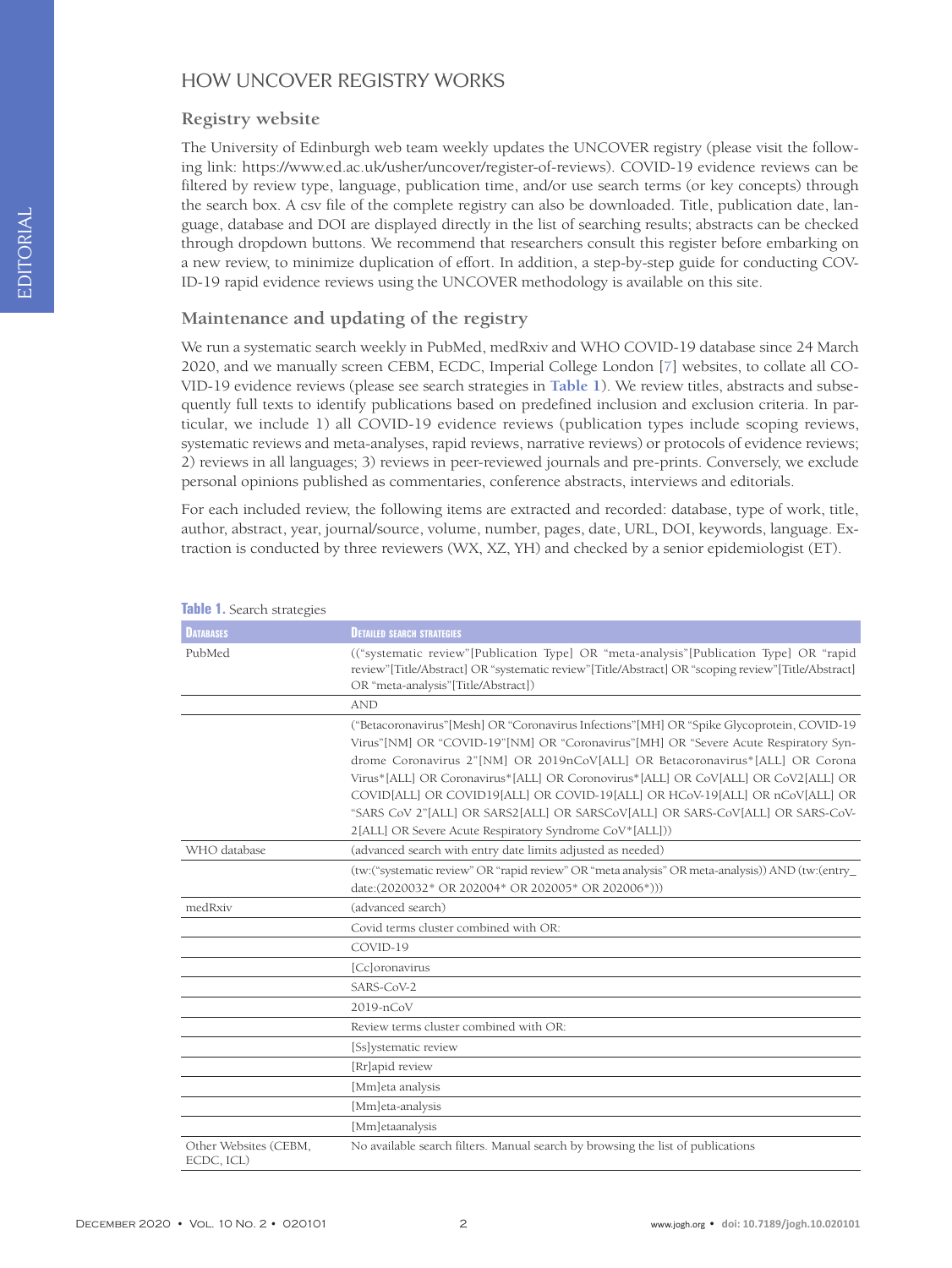## HOW UNCOVER REGISTRY WORKS

### Registry website

The University of Edinburgh web team weekly updates the UNCOVER registry (please visit the following link: https://www.ed.ac.uk/usher/uncover/register-of-reviews). COVID-19 evidence reviews can be filtered by review type, language, publication time, and/or use search terms (or key concepts) through the search box. A csv file of the complete registry can also be downloaded. Title, publication date, language, database and DOI are displayed directly in the list of searching results; abstracts can be checked through dropdown buttons. We recommend that researchers consult this register before embarking on a new review, to minimize duplication of effort. In addition, a step-by-step guide for conducting COVID-19 rapid evidence reviews using the UNCOVER methodology is available on this site.

### Maintenance and updating of the registry

We run a systematic search weekly in PubMed, medRxiv and WHO COVID-19 database since 24 March 2020, and we manually screen CEBM, ECDC, Imperial College London [7] websites, to collate all COVID-19 evidence reviews (please see search strategies in **Table 1**). We review titles, abstracts and subsequently full texts to identify publications based on predefined inclusion and exclusion criteria. In particular, we include 1) all COVID-19 evidence reviews (publication types include scoping reviews, systematic reviews and meta-analyses, rapid reviews, narrative reviews) or protocols of evidence reviews; 2) reviews in all languages; 3) reviews in peer-reviewed journals and pre-prints. Conversely, we exclude personal opinions published as commentaries, conference abstracts, interviews and editorials.

For each included review, the following items are extracted and recorded: database, type of work, title, author, abstract, year, journal/source, volume, number, pages, date, URL, DOI, keywords, language. Extraction is conducted by three reviewers (WX, XZ, YH) and checked by a senior epidemiologist (ET).

**Table 1.** Search strategies

| Databases | Detailed search strategies |
|---|---|
| PubMed | (("systematic review"[Publication Type] OR "meta-analysis"[Publication Type] OR "rapid review"[Title/Abstract] OR "systematic review"[Title/Abstract] OR "scoping review"[Title/Abstract] OR "meta-analysis"[Title/Abstract]) |
| | AND |
| | ("Betacoronavirus"[Mesh] OR "Coronavirus Infections"[MH] OR "Spike Glycoprotein, COVID-19 Virus"[NM] OR "COVID-19"[NM] OR "Coronavirus"[MH] OR "Severe Acute Respiratory Syndrome Coronavirus 2"[NM] OR 2019nCoV[ALL] OR Betacoronavirus*[ALL] OR Corona Virus*[ALL] OR Coronavirus*[ALL] OR Coronovirus*[ALL] OR CoV[ALL] OR CoV2[ALL] OR COVID[ALL] OR COVID19[ALL] OR COVID-19[ALL] OR HCoV-19[ALL] OR nCoV[ALL] OR "SARS CoV 2"[ALL] OR SARS2[ALL] OR SARSCoV[ALL] OR SARS-CoV[ALL] OR SARS-CoV-2[ALL] OR Severe Acute Respiratory Syndrome CoV*[ALL])) |
| WHO database | (advanced search with entry date limits adjusted as needed) |
| | (tw:("systematic review" OR "rapid review" OR "meta analysis" OR meta-analysis)) AND (tw:(entry_date:(2020032* OR 202004* OR 202005* OR 202006*))) |
| medRxiv | (advanced search) |
| | Covid terms cluster combined with OR: |
| | COVID-19 |
| | [Cc]oronavirus |
| | SARS-CoV-2 |
| | 2019-nCoV |
| | Review terms cluster combined with OR: |
| | [Ss]ystematic review |
| | [Rr]apid review |
| | [Mm]eta analysis |
| | [Mm]eta-analysis |
| | [Mm]etaanalysis |
| Other Websites (CEBM, ECDC, ICL) | No available search filters. Manual search by browsing the list of publications |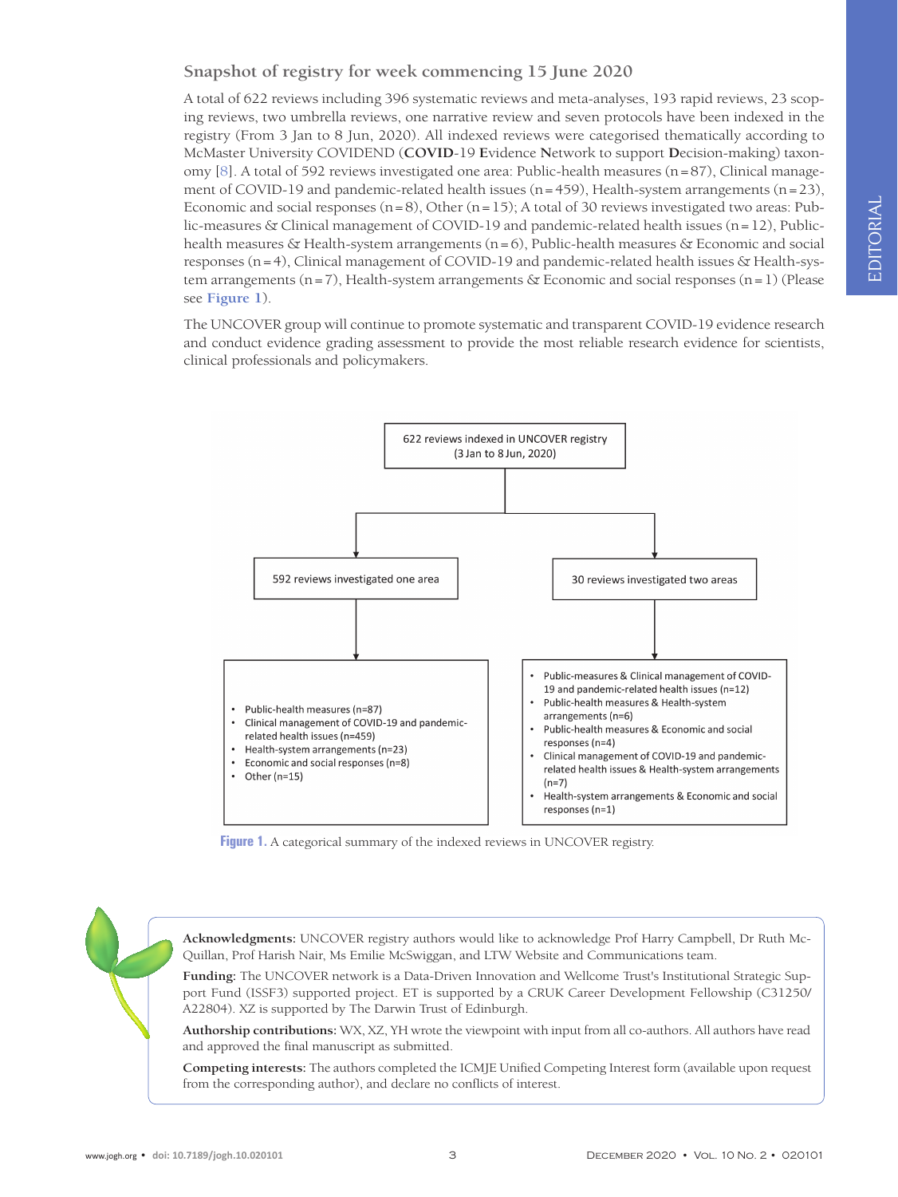## Snapshot of registry for week commencing 15 June 2020

A total of 622 reviews including 396 systematic reviews and meta-analyses, 193 rapid reviews, 23 scoping reviews, two umbrella reviews, one narrative review and seven protocols have been indexed in the registry (From 3 Jan to 8 Jun, 2020). All indexed reviews were categorised thematically according to McMaster University COVIDEND (**COVID**-19 **E**vidence **N**etwork to support **D**ecision-making) taxonomy [8]. A total of 592 reviews investigated one area: Public-health measures (n = 87), Clinical management of COVID-19 and pandemic-related health issues (n = 459), Health-system arrangements (n = 23), Economic and social responses (n = 8), Other (n = 15); A total of 30 reviews investigated two areas: Public-measures & Clinical management of COVID-19 and pandemic-related health issues (n = 12), Public-health measures & Health-system arrangements (n = 6), Public-health measures & Economic and social responses (n = 4), Clinical management of COVID-19 and pandemic-related health issues & Health-system arrangements (n = 7), Health-system arrangements & Economic and social responses (n = 1) (Please see **Figure 1**).

The UNCOVER group will continue to promote systematic and transparent COVID-19 evidence research and conduct evidence grading assessment to provide the most reliable research evidence for scientists, clinical professionals and policymakers.

622 reviews indexed in UNCOVER registry (3 Jan to 8 Jun, 2020)

592 reviews investigated one area

- Public-health measures (n=87)
- Clinical management of COVID-19 and pandemic-related health issues (n=459)
- Health-system arrangements (n=23)
- Economic and social responses (n=8)
- Other (n=15)

30 reviews investigated two areas

- Public-measures & Clinical management of COVID-19 and pandemic-related health issues (n=12)
- Public-health measures & Health-system arrangements (n=6)
- Public-health measures & Economic and social responses (n=4)
- Clinical management of COVID-19 and pandemic-related health issues & Health-system arrangements (n=7)
- Health-system arrangements & Economic and social responses (n=1)

**Figure 1.** A categorical summary of the indexed reviews in UNCOVER registry.

**Acknowledgments:** UNCOVER registry authors would like to acknowledge Prof Harry Campbell, Dr Ruth McQuillan, Prof Harish Nair, Ms Emilie McSwiggan, and LTW Website and Communications team.

**Funding:** The UNCOVER network is a Data-Driven Innovation and Wellcome Trust's Institutional Strategic Support Fund (ISSF3) supported project. ET is supported by a CRUK Career Development Fellowship (C31250/A22804). XZ is supported by The Darwin Trust of Edinburgh.

**Authorship contributions:** WX, XZ, YH wrote the viewpoint with input from all co-authors. All authors have read and approved the final manuscript as submitted.

**Competing interests:** The authors completed the ICMJE Unified Competing Interest form (available upon request from the corresponding author), and declare no conflicts of interest.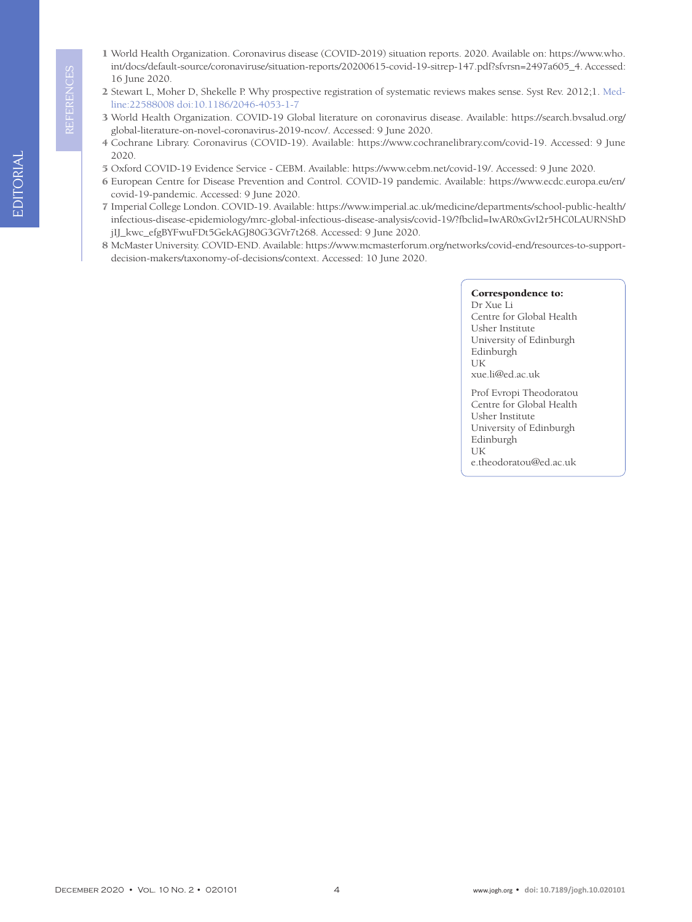## REFERENCES

1. World Health Organization. Coronavirus disease (COVID-2019) situation reports. 2020. Available on: https://www.who.int/docs/default-source/coronaviruse/situation-reports/20200615-covid-19-sitrep-147.pdf?sfvrsn=2497a605_4. Accessed: 16 June 2020.
2. Stewart L, Moher D, Shekelle P. Why prospective registration of systematic reviews makes sense. Syst Rev. 2012;1. Medline:22588008 doi:10.1186/2046-4053-1-7
3. World Health Organization. COVID-19 Global literature on coronavirus disease. Available: https://search.bvsalud.org/global-literature-on-novel-coronavirus-2019-ncov/. Accessed: 9 June 2020.
4. Cochrane Library. Coronavirus (COVID-19). Available: https://www.cochranelibrary.com/covid-19. Accessed: 9 June 2020.
5. Oxford COVID-19 Evidence Service - CEBM. Available: https://www.cebm.net/covid-19/. Accessed: 9 June 2020.
6. European Centre for Disease Prevention and Control. COVID-19 pandemic. Available: https://www.ecdc.europa.eu/en/covid-19-pandemic. Accessed: 9 June 2020.
7. Imperial College London. COVID-19. Available: https://www.imperial.ac.uk/medicine/departments/school-public-health/infectious-disease-epidemiology/mrc-global-infectious-disease-analysis/covid-19/?fbclid=IwAR0xGvI2r5HC0LAURNShDjIJ_kwc_efgBYFwuFDt5GekAGJ80G3GVr7t268. Accessed: 9 June 2020.
8. McMaster University. COVID-END. Available: https://www.mcmasterforum.org/networks/covid-end/resources-to-support-decision-makers/taxonomy-of-decisions/context. Accessed: 10 June 2020.

**Correspondence to:**

Dr Xue Li
Centre for Global Health
Usher Institute
University of Edinburgh
Edinburgh
UK
xue.li@ed.ac.uk

Prof Evropi Theodoratou
Centre for Global Health
Usher Institute
University of Edinburgh
Edinburgh
UK
e.theodoratou@ed.ac.uk